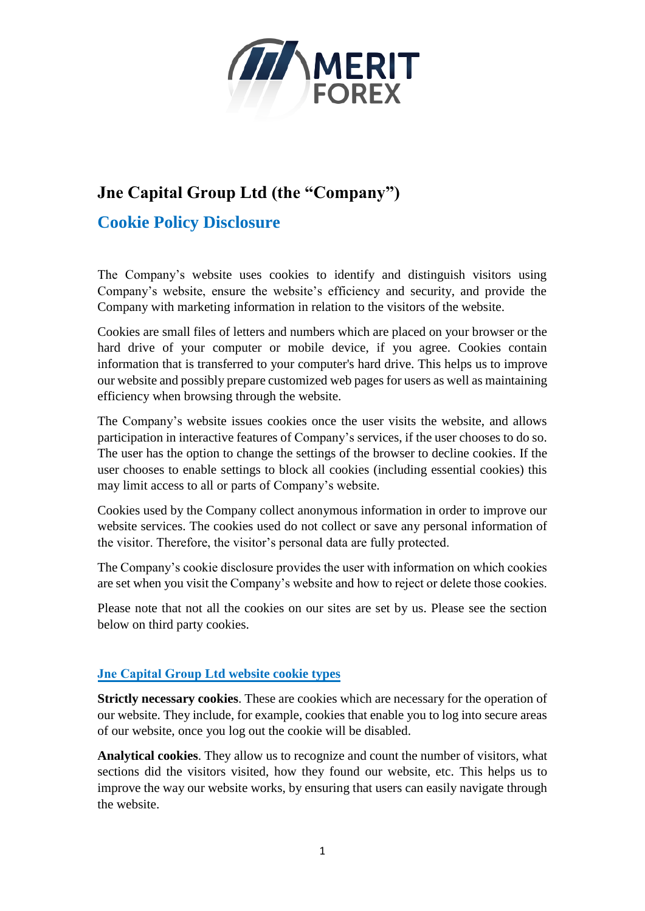# Jne Capital Group Ltd (the "Company")

## Cookie Policy Disclosure

The Company's website uses cookies to identify and distinguish visitors using Company's website, ensure the website's efficiency and security, and provide the Company with marketing information in relation to the visitors of the website.

Cookies are small files of letters and numbers which are placed on your browser or the hard drive of your computer or mobile device, if you agree. Cookies contain information that is transferred to your computer's hard drive. This helps us to improve our website and possibly prepare customized web pages for users as well as maintaining efficiency when browsing through the website.

The Company's website issues cookies once the user visits the website, and allows participation in interactive features of Company's services, if the user chooses to do so. The user has the option to change the settings of the browser to decline cookies. If the user chooses to enable settings to block all cookies (including essential cookies) this may limit access to all or parts of Company's website.

Cookies used by the Company collect anonymous information in order to improve our website services. The cookies used do not collect or save any personal information of the visitor. Therefore, the visitor's personal data are fully protected.

The Company's cookie disclosure provides the user with information on which cookies are set when you visit the Company's website and how to reject or delete those cookies.

Please note that not all the cookies on our sites are set by us. Please see the section below on third party cookies.

### Jne Capital Group Ltd website cookie types

**Strictly necessary cookies**. These are cookies which are necessary for the operation of our website. They include, for example, cookies that enable you to log into secure areas of our website, once you log out the cookie will be disabled.

**Analytical cookies**. They allow us to recognize and count the number of visitors, what sections did the visitors visited, how they found our website, etc. This helps us to improve the way our website works, by ensuring that users can easily navigate through the website.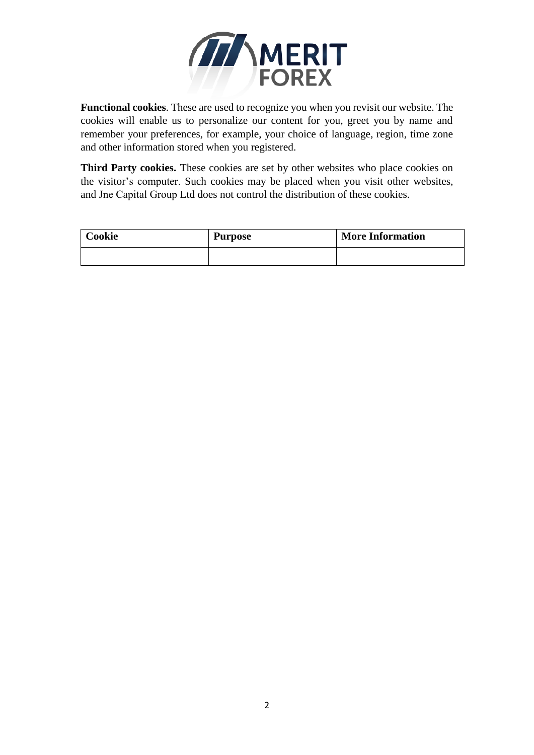**Functional cookies**. These are used to recognize you when you revisit our website. The cookies will enable us to personalize our content for you, greet you by name and remember your preferences, for example, your choice of language, region, time zone and other information stored when you registered.

**Third Party cookies.** These cookies are set by other websites who place cookies on the visitor's computer. Such cookies may be placed when you visit other websites, and Jne Capital Group Ltd does not control the distribution of these cookies.

| Cookie | Purpose | More Information |
|---|---|---|
| | | |